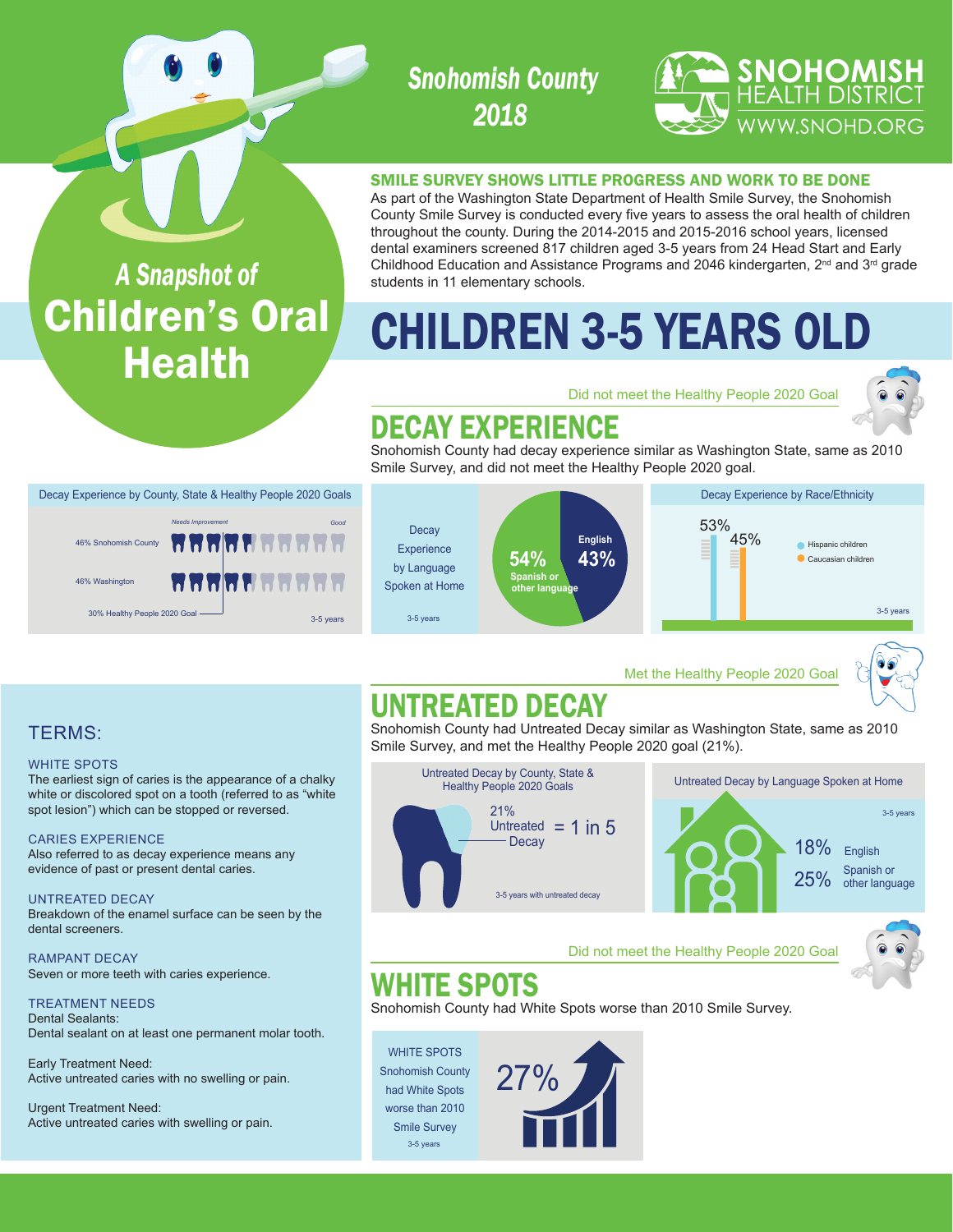# Snohomish County 2018

**SNOHOMISH HEALTH DISTRICT**
WWW.SNOHD.ORG

## A Snapshot of Children's Oral Health

### SMILE SURVEY SHOWS LITTLE PROGRESS AND WORK TO BE DONE

As part of the Washington State Department of Health Smile Survey, the Snohomish County Smile Survey is conducted every five years to assess the oral health of children throughout the county. During the 2014-2015 and 2015-2016 school years, licensed dental examiners screened 817 children aged 3-5 years from 24 Head Start and Early Childhood Education and Assistance Programs and 2046 kindergarten, 2nd and 3rd grade students in 11 elementary schools.

# CHILDREN 3-5 YEARS OLD

Did not meet the Healthy People 2020 Goal

## DECAY EXPERIENCE

Snohomish County had decay experience similar as Washington State, same as 2010 Smile Survey, and did not meet the Healthy People 2020 goal.

**Decay Experience by County, State & Healthy People 2020 Goals** (3-5 years)

| | Needs Improvement ... Good |
|---|---|
| 46% Snohomish County | |
| 46% Washington | |
| 30% Healthy People 2020 Goal | |

**Decay Experience by Language Spoken at Home** (3-5 years)

- English 43%
- Spanish or other language 54%

**Decay Experience by Race/Ethnicity** (3-5 years)

- Hispanic children 53%
- Caucasian children 45%

Met the Healthy People 2020 Goal

## UNTREATED DECAY

Snohomish County had Untreated Decay similar as Washington State, same as 2010 Smile Survey, and met the Healthy People 2020 goal (21%).

**Untreated Decay by County, State & Healthy People 2020 Goals**

21% Untreated Decay = 1 in 5

3-5 years with untreated decay

**Untreated Decay by Language Spoken at Home** (3-5 years)

- 18% English
- 25% Spanish or other language

Did not meet the Healthy People 2020 Goal

## WHITE SPOTS

Snohomish County had White Spots worse than 2010 Smile Survey.

WHITE SPOTS Snohomish County had White Spots worse than 2010 Smile Survey (3-5 years): 27%

## TERMS:

**WHITE SPOTS**
The earliest sign of caries is the appearance of a chalky white or discolored spot on a tooth (referred to as "white spot lesion") which can be stopped or reversed.

**CARIES EXPERIENCE**
Also referred to as decay experience means any evidence of past or present dental caries.

**UNTREATED DECAY**
Breakdown of the enamel surface can be seen by the dental screeners.

**RAMPANT DECAY**
Seven or more teeth with caries experience.

**TREATMENT NEEDS**
Dental Sealants:
Dental sealant on at least one permanent molar tooth.

Early Treatment Need:
Active untreated caries with no swelling or pain.

Urgent Treatment Need:
Active untreated caries with swelling or pain.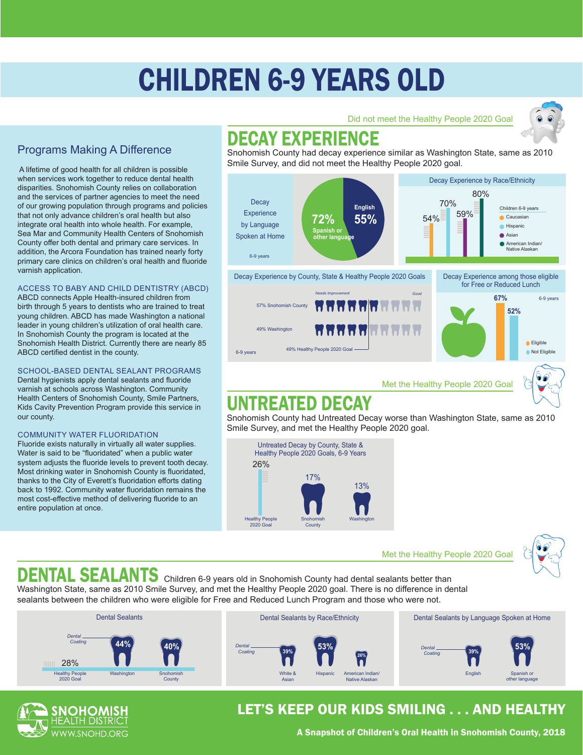# CHILDREN 6-9 YEARS OLD

## Programs Making A Difference

A lifetime of good health for all children is possible when services work together to reduce dental health disparities. Snohomish County relies on collaboration and the services of partner agencies to meet the need of our growing population through programs and policies that not only advance children's oral health but also integrate oral health into whole health. For example, Sea Mar and Community Health Centers of Snohomish County offer both dental and primary care services. In addition, the Arcora Foundation has trained nearly forty primary care clinics on children's oral health and fluoride varnish application.

### ACCESS TO BABY AND CHILD DENTISTRY (ABCD)

ABCD connects Apple Health-insured children from birth through 5 years to dentists who are trained to treat young children. ABCD has made Washington a national leader in young children's utilization of oral health care. In Snohomish County the program is located at the Snohomish Health District. Currently there are nearly 85 ABCD certified dentist in the county.

### SCHOOL-BASED DENTAL SEALANT PROGRAMS

Dental hygienists apply dental sealants and fluoride varnish at schools across Washington. Community Health Centers of Snohomish County, Smile Partners, Kids Cavity Prevention Program provide this service in our county.

### COMMUNITY WATER FLUORIDATION

Fluoride exists naturally in virtually all water supplies. Water is said to be "fluoridated" when a public water system adjusts the fluoride levels to prevent tooth decay. Most drinking water in Snohomish County is fluoridated, thanks to the City of Everett's fluoridation efforts dating back to 1992. Community water fluoridation remains the most cost-effective method of delivering fluoride to an entire population at once.

Did not meet the Healthy People 2020 Goal

## DECAY EXPERIENCE

Snohomish County had decay experience similar as Washington State, same as 2010 Smile Survey, and did not meet the Healthy People 2020 goal.

Decay Experience by Language Spoken at Home
6-9 years
72% Spanish or other language
English 55%

Decay Experience by Race/Ethnicity
54%
70%
59%
80%
Children 6-9 years
Caucasian
Hispanic
Asian
American Indian/ Native Alaskan

Decay Experience by County, State & Healthy People 2020 Goals
Needs Improvement
Good
57% Snohomish County
49% Washington
49% Healthy People 2020 Goal
6-9 years

Decay Experience among those eligible for Free or Reduced Lunch
6-9 years
67%
52%
Eligible
Not Eligible

Met the Healthy People 2020 Goal

## UNTREATED DECAY

Snohomish County had Untreated Decay worse than Washington State, same as 2010 Smile Survey, and met the Healthy People 2020 goal.

Untreated Decay by County, State & Healthy People 2020 Goals, 6-9 Years
26%
Healthy People 2020 Goal
17%
Snohomish County
13%
Washington

Met the Healthy People 2020 Goal

## DENTAL SEALANTS

Children 6-9 years old in Snohomish County had dental sealants better than Washington State, same as 2010 Smile Survey, and met the Healthy People 2020 goal. There is no difference in dental sealants between the children who were eligible for Free and Reduced Lunch Program and those who were not.

Dental Sealants
Dental Coating
28%
Healthy People 2020 Goal
44%
Washington
40%
Snohomish County

Dental Sealants by Race/Ethnicity
Dental Coating
39%
White & Asian
53%
Hispanic
26%
American Indian/ Native Alaskan

Dental Sealants by Language Spoken at Home
Dental Coating
39%
English
53%
Spanish or other language

SNOHOMISH HEALTH DISTRICT
WWW.SNOHD.ORG

## LET'S KEEP OUR KIDS SMILING . . . AND HEALTHY

**A Snapshot of Children's Oral Health in Snohomish County, 2018**